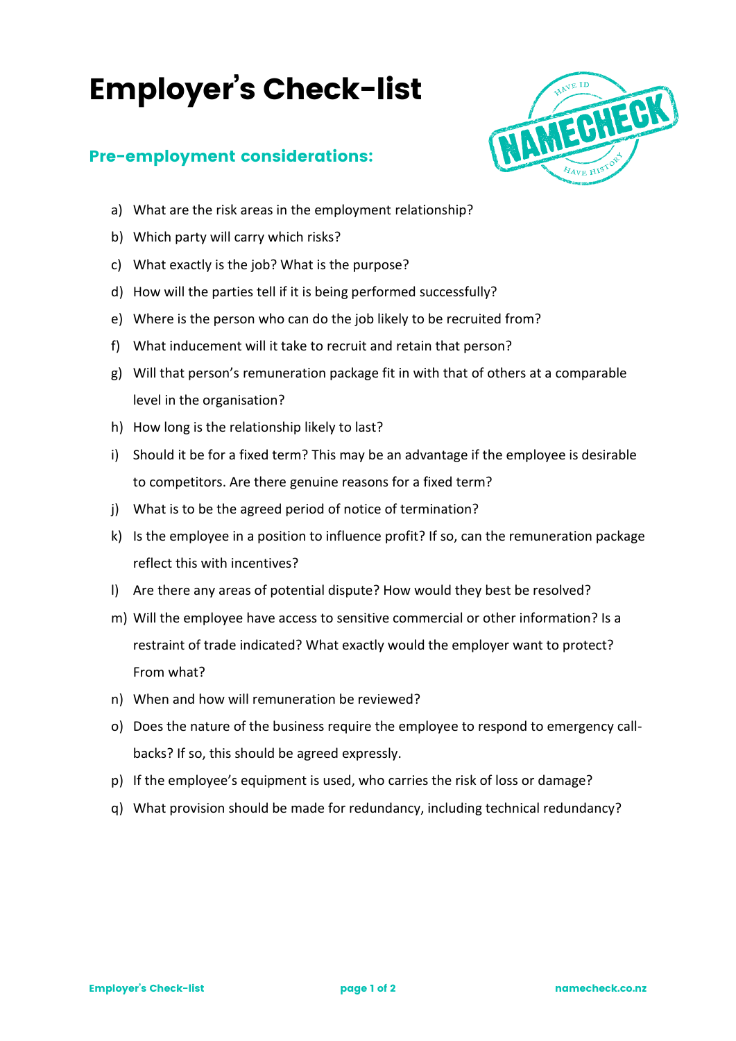# Employer's Check-list

## Pre-employment considerations:

a) What are the risk areas in the employment relationship?

b) Which party will carry which risks?

c) What exactly is the job? What is the purpose?

d) How will the parties tell if it is being performed successfully?

e) Where is the person who can do the job likely to be recruited from?

f) What inducement will it take to recruit and retain that person?

g) Will that person's remuneration package fit in with that of others at a comparable level in the organisation?

h) How long is the relationship likely to last?

i) Should it be for a fixed term? This may be an advantage if the employee is desirable to competitors. Are there genuine reasons for a fixed term?

j) What is to be the agreed period of notice of termination?

k) Is the employee in a position to influence profit? If so, can the remuneration package reflect this with incentives?

l) Are there any areas of potential dispute? How would they best be resolved?

m) Will the employee have access to sensitive commercial or other information? Is a restraint of trade indicated? What exactly would the employer want to protect? From what?

n) When and how will remuneration be reviewed?

o) Does the nature of the business require the employee to respond to emergency call-backs? If so, this should be agreed expressly.

p) If the employee's equipment is used, who carries the risk of loss or damage?

q) What provision should be made for redundancy, including technical redundancy?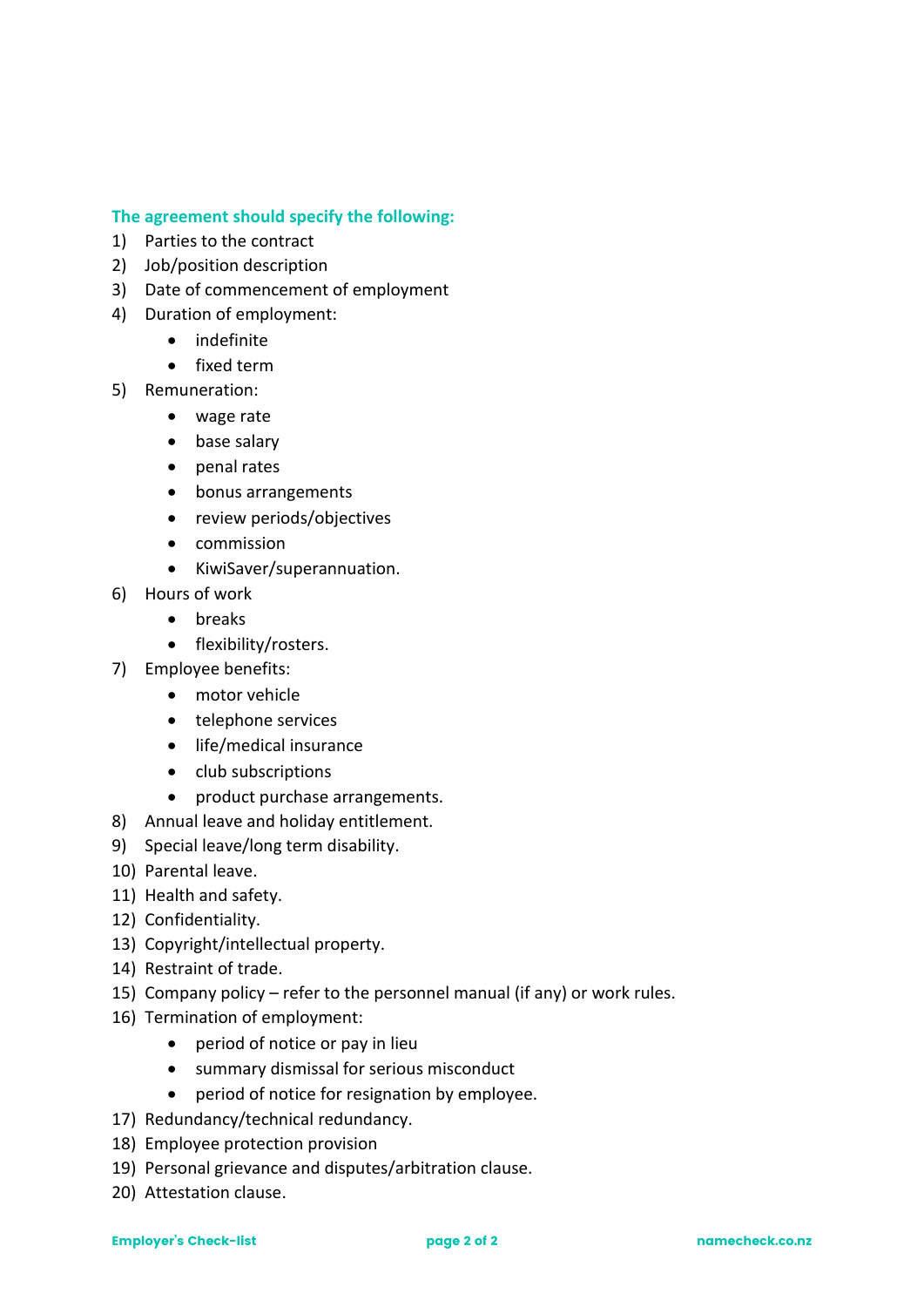### The agreement should specify the following:

1) Parties to the contract
2) Job/position description
3) Date of commencement of employment
4) Duration of employment:
    - indefinite
    - fixed term
5) Remuneration:
    - wage rate
    - base salary
    - penal rates
    - bonus arrangements
    - review periods/objectives
    - commission
    - KiwiSaver/superannuation.
6) Hours of work
    - breaks
    - flexibility/rosters.
7) Employee benefits:
    - motor vehicle
    - telephone services
    - life/medical insurance
    - club subscriptions
    - product purchase arrangements.
8) Annual leave and holiday entitlement.
9) Special leave/long term disability.
10) Parental leave.
11) Health and safety.
12) Confidentiality.
13) Copyright/intellectual property.
14) Restraint of trade.
15) Company policy – refer to the personnel manual (if any) or work rules.
16) Termination of employment:
    - period of notice or pay in lieu
    - summary dismissal for serious misconduct
    - period of notice for resignation by employee.
17) Redundancy/technical redundancy.
18) Employee protection provision
19) Personal grievance and disputes/arbitration clause.
20) Attestation clause.